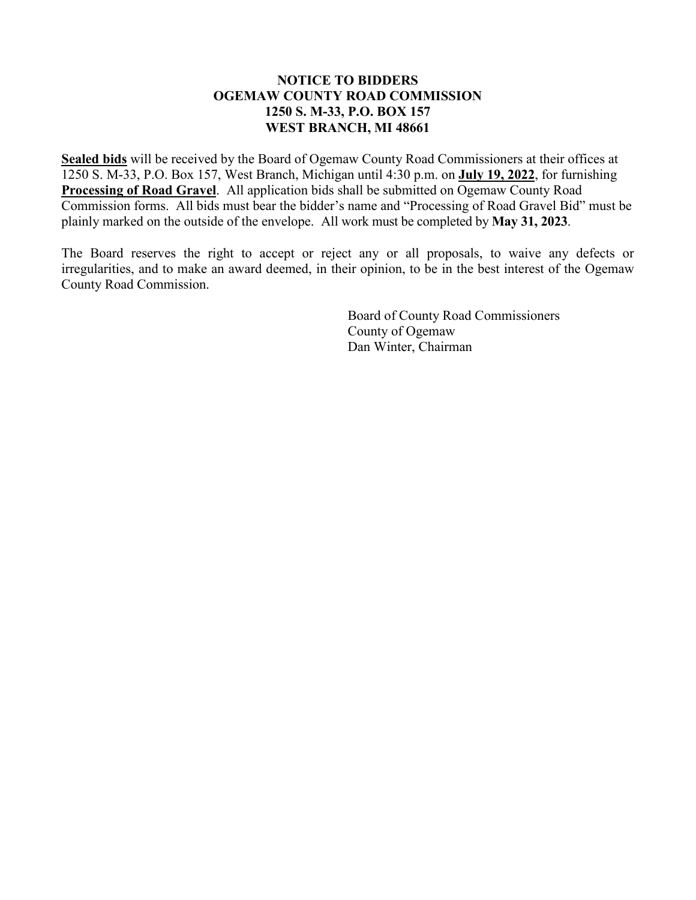# NOTICE TO BIDDERS
# OGEMAW COUNTY ROAD COMMISSION
# 1250 S. M-33, P.O. BOX 157
# WEST BRANCH, MI 48661

**Sealed bids** will be received by the Board of Ogemaw County Road Commissioners at their offices at 1250 S. M-33, P.O. Box 157, West Branch, Michigan until 4:30 p.m. on **July 19, 2022**, for furnishing **Processing of Road Gravel**. All application bids shall be submitted on Ogemaw County Road Commission forms. All bids must bear the bidder's name and "Processing of Road Gravel Bid" must be plainly marked on the outside of the envelope. All work must be completed by **May 31, 2023**.

The Board reserves the right to accept or reject any or all proposals, to waive any defects or irregularities, and to make an award deemed, in their opinion, to be in the best interest of the Ogemaw County Road Commission.

Board of County Road Commissioners
County of Ogemaw
Dan Winter, Chairman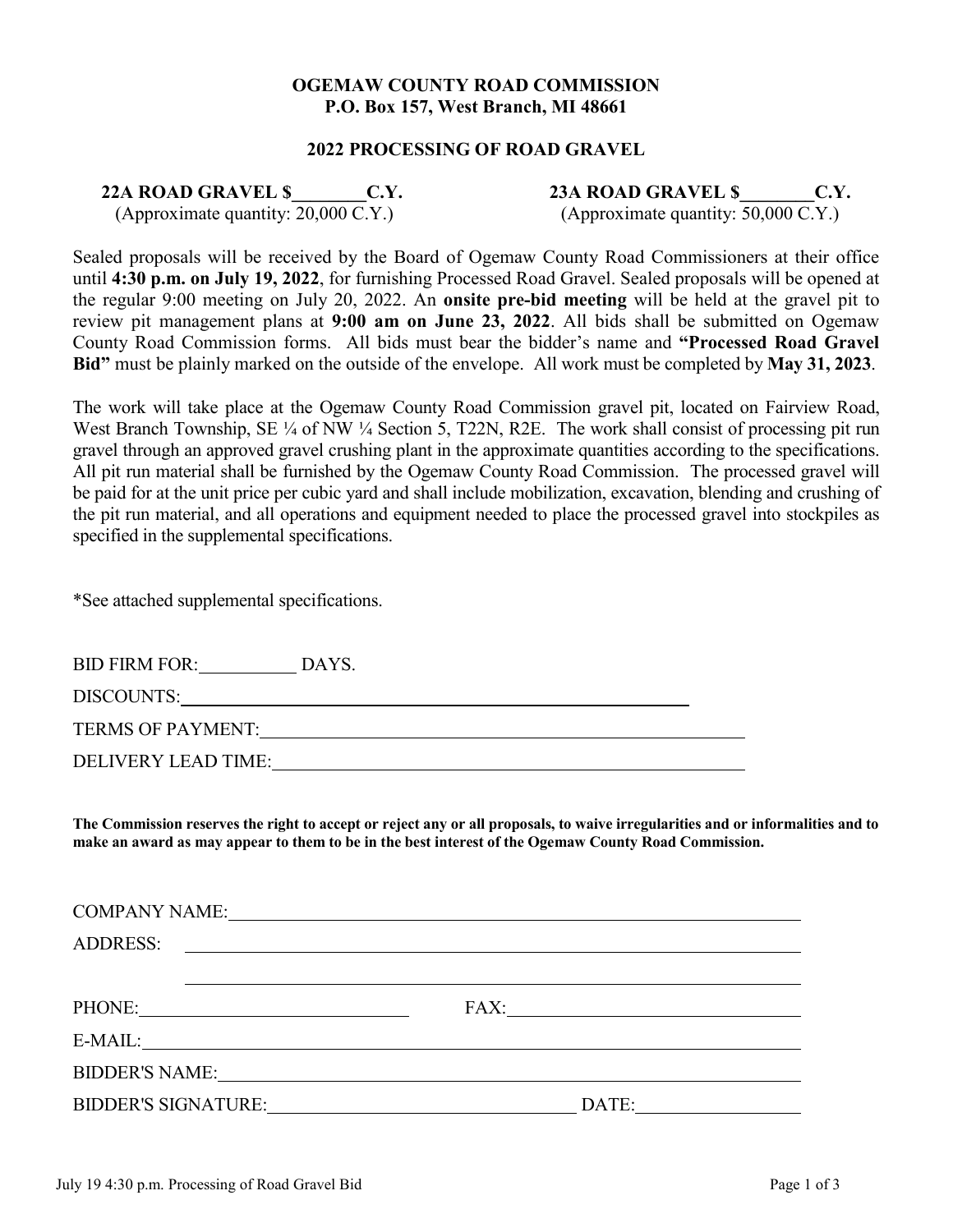**OGEMAW COUNTY ROAD COMMISSION**
**P.O. Box 157, West Branch, MI 48661**

**2022 PROCESSING OF ROAD GRAVEL**

**22A ROAD GRAVEL $\_\_\_\_\_\_\_\_C.Y.**
(Approximate quantity: 20,000 C.Y.)

**23A ROAD GRAVEL $\_\_\_\_\_\_\_\_C.Y.**
(Approximate quantity: 50,000 C.Y.)

Sealed proposals will be received by the Board of Ogemaw County Road Commissioners at their office until **4:30 p.m. on July 19, 2022**, for furnishing Processed Road Gravel. Sealed proposals will be opened at the regular 9:00 meeting on July 20, 2022. An **onsite pre-bid meeting** will be held at the gravel pit to review pit management plans at **9:00 am on June 23, 2022**. All bids shall be submitted on Ogemaw County Road Commission forms. All bids must bear the bidder's name and **"Processed Road Gravel Bid"** must be plainly marked on the outside of the envelope. All work must be completed by **May 31, 2023**.

The work will take place at the Ogemaw County Road Commission gravel pit, located on Fairview Road, West Branch Township, SE ¼ of NW ¼ Section 5, T22N, R2E. The work shall consist of processing pit run gravel through an approved gravel crushing plant in the approximate quantities according to the specifications. All pit run material shall be furnished by the Ogemaw County Road Commission. The processed gravel will be paid for at the unit price per cubic yard and shall include mobilization, excavation, blending and crushing of the pit run material, and all operations and equipment needed to place the processed gravel into stockpiles as specified in the supplemental specifications.

*See attached supplemental specifications.

BID FIRM FOR:\_\_\_\_\_\_\_\_\_\_ DAYS.

DISCOUNTS:\_\_\_\_\_\_\_\_\_\_\_\_\_\_\_\_\_\_\_\_\_\_\_\_\_\_\_\_\_\_\_\_\_\_\_\_\_\_\_\_\_\_

TERMS OF PAYMENT:\_\_\_\_\_\_\_\_\_\_\_\_\_\_\_\_\_\_\_\_\_\_\_\_\_\_\_\_\_\_\_\_\_\_\_\_

DELIVERY LEAD TIME:\_\_\_\_\_\_\_\_\_\_\_\_\_\_\_\_\_\_\_\_\_\_\_\_\_\_\_\_\_\_\_\_\_\_

**The Commission reserves the right to accept or reject any or all proposals, to waive irregularities and or informalities and to make an award as may appear to them to be in the best interest of the Ogemaw County Road Commission.**

COMPANY NAME:\_\_\_\_\_\_\_\_\_\_\_\_\_\_\_\_\_\_\_\_\_\_\_\_\_\_\_\_\_\_\_\_\_\_\_\_\_\_\_\_

ADDRESS:\_\_\_\_\_\_\_\_\_\_\_\_\_\_\_\_\_\_\_\_\_\_\_\_\_\_\_\_\_\_\_\_\_\_\_\_\_\_\_\_\_\_\_\_

\_\_\_\_\_\_\_\_\_\_\_\_\_\_\_\_\_\_\_\_\_\_\_\_\_\_\_\_\_\_\_\_\_\_\_\_\_\_\_\_\_\_\_\_

PHONE:\_\_\_\_\_\_\_\_\_\_\_\_\_\_\_\_\_\_\_\_ FAX:\_\_\_\_\_\_\_\_\_\_\_\_\_\_\_\_\_\_\_\_

E-MAIL:\_\_\_\_\_\_\_\_\_\_\_\_\_\_\_\_\_\_\_\_\_\_\_\_\_\_\_\_\_\_\_\_\_\_\_\_\_\_\_\_\_\_\_\_

BIDDER'S NAME:\_\_\_\_\_\_\_\_\_\_\_\_\_\_\_\_\_\_\_\_\_\_\_\_\_\_\_\_\_\_\_\_\_\_\_\_\_\_\_

BIDDER'S SIGNATURE:\_\_\_\_\_\_\_\_\_\_\_\_\_\_\_\_\_\_\_\_\_\_\_\_ DATE:\_\_\_\_\_\_\_\_\_\_\_\_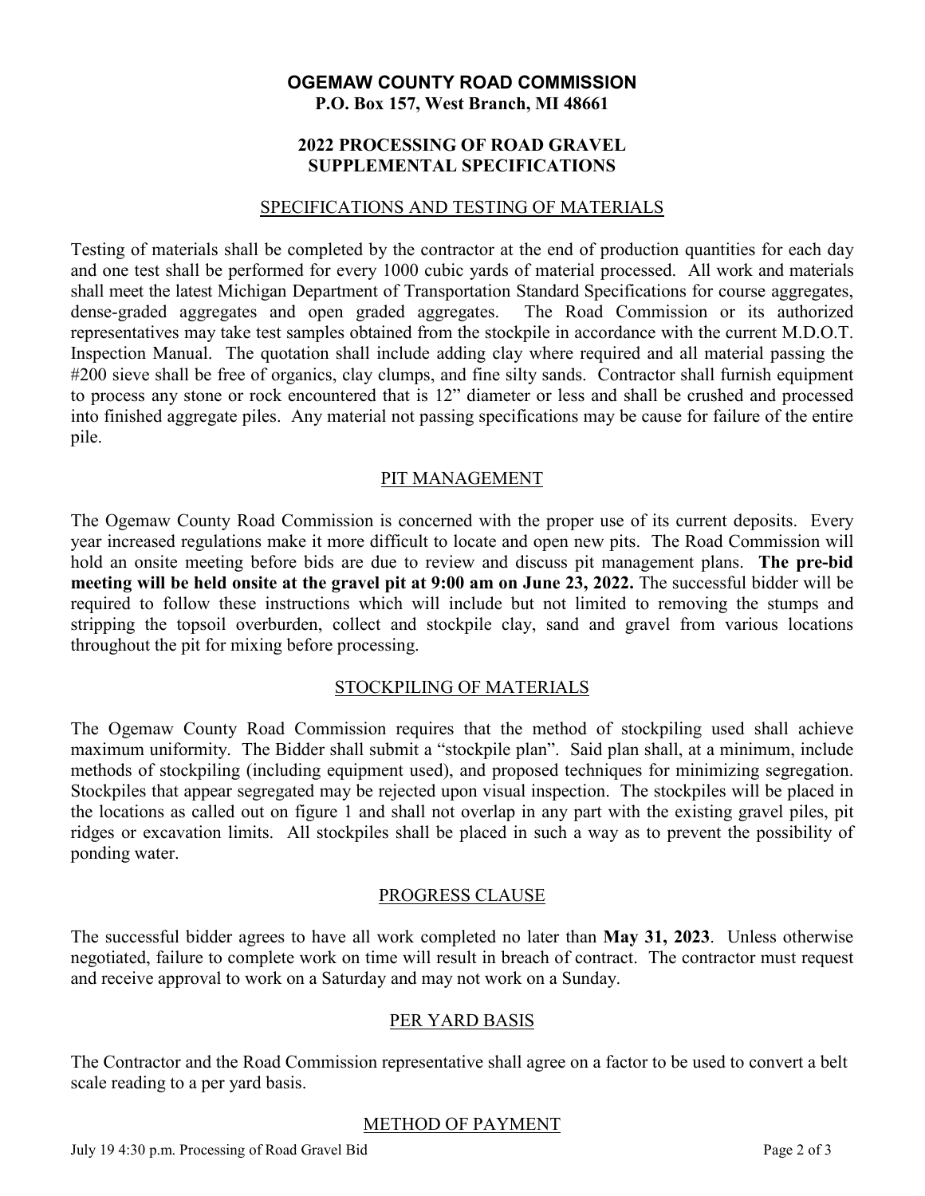**OGEMAW COUNTY ROAD COMMISSION**
**P.O. Box 157, West Branch, MI 48661**

**2022 PROCESSING OF ROAD GRAVEL**
**SUPPLEMENTAL SPECIFICATIONS**

## SPECIFICATIONS AND TESTING OF MATERIALS

Testing of materials shall be completed by the contractor at the end of production quantities for each day and one test shall be performed for every 1000 cubic yards of material processed. All work and materials shall meet the latest Michigan Department of Transportation Standard Specifications for course aggregates, dense-graded aggregates and open graded aggregates. The Road Commission or its authorized representatives may take test samples obtained from the stockpile in accordance with the current M.D.O.T. Inspection Manual. The quotation shall include adding clay where required and all material passing the #200 sieve shall be free of organics, clay clumps, and fine silty sands. Contractor shall furnish equipment to process any stone or rock encountered that is 12" diameter or less and shall be crushed and processed into finished aggregate piles. Any material not passing specifications may be cause for failure of the entire pile.

## PIT MANAGEMENT

The Ogemaw County Road Commission is concerned with the proper use of its current deposits. Every year increased regulations make it more difficult to locate and open new pits. The Road Commission will hold an onsite meeting before bids are due to review and discuss pit management plans. **The pre-bid meeting will be held onsite at the gravel pit at 9:00 am on June 23, 2022.** The successful bidder will be required to follow these instructions which will include but not limited to removing the stumps and stripping the topsoil overburden, collect and stockpile clay, sand and gravel from various locations throughout the pit for mixing before processing.

## STOCKPILING OF MATERIALS

The Ogemaw County Road Commission requires that the method of stockpiling used shall achieve maximum uniformity. The Bidder shall submit a "stockpile plan". Said plan shall, at a minimum, include methods of stockpiling (including equipment used), and proposed techniques for minimizing segregation. Stockpiles that appear segregated may be rejected upon visual inspection. The stockpiles will be placed in the locations as called out on figure 1 and shall not overlap in any part with the existing gravel piles, pit ridges or excavation limits. All stockpiles shall be placed in such a way as to prevent the possibility of ponding water.

## PROGRESS CLAUSE

The successful bidder agrees to have all work completed no later than **May 31, 2023**. Unless otherwise negotiated, failure to complete work on time will result in breach of contract. The contractor must request and receive approval to work on a Saturday and may not work on a Sunday.

## PER YARD BASIS

The Contractor and the Road Commission representative shall agree on a factor to be used to convert a belt scale reading to a per yard basis.

## METHOD OF PAYMENT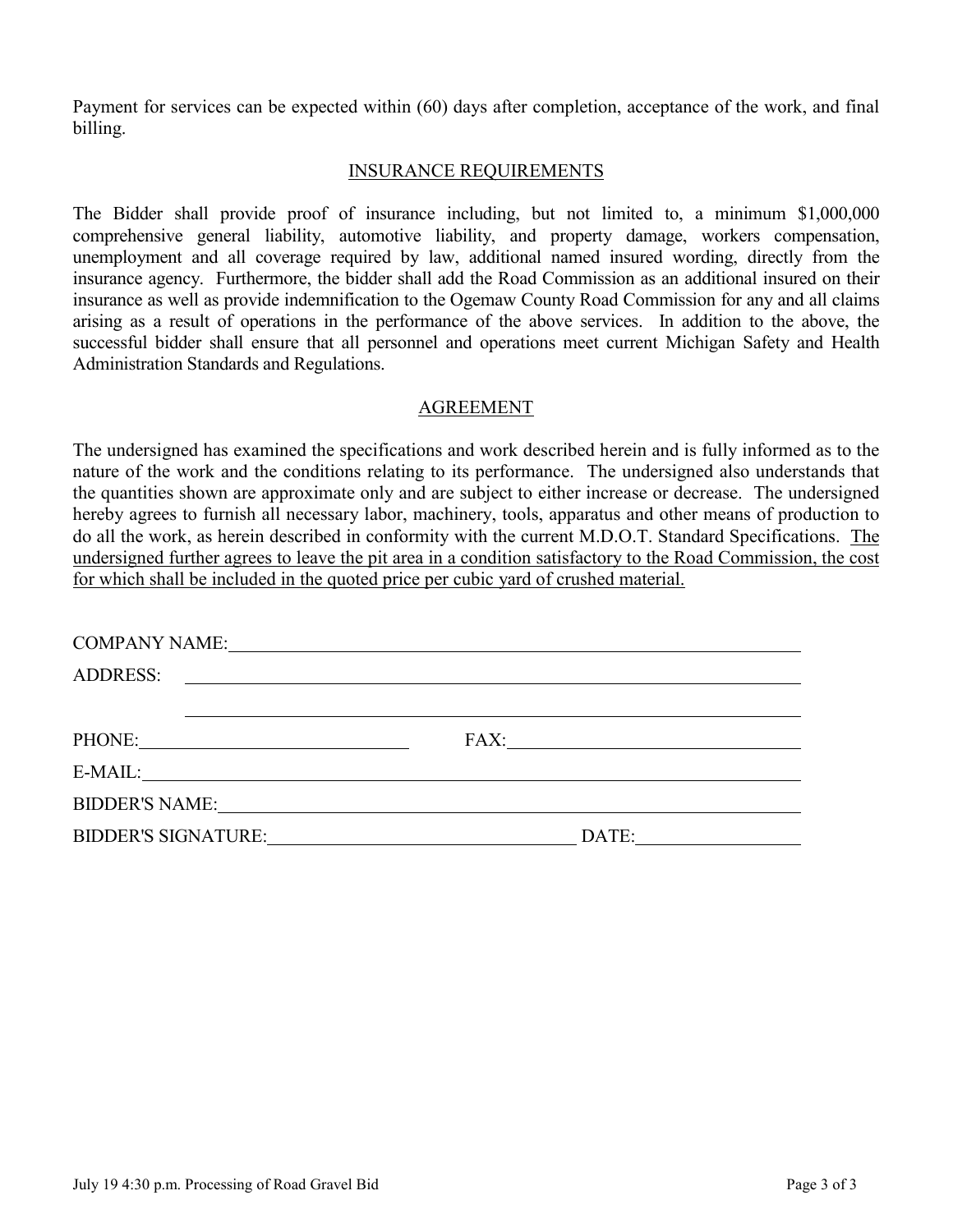Payment for services can be expected within (60) days after completion, acceptance of the work, and final billing.

## INSURANCE REQUIREMENTS

The Bidder shall provide proof of insurance including, but not limited to, a minimum $1,000,000 comprehensive general liability, automotive liability, and property damage, workers compensation, unemployment and all coverage required by law, additional named insured wording, directly from the insurance agency. Furthermore, the bidder shall add the Road Commission as an additional insured on their insurance as well as provide indemnification to the Ogemaw County Road Commission for any and all claims arising as a result of operations in the performance of the above services. In addition to the above, the successful bidder shall ensure that all personnel and operations meet current Michigan Safety and Health Administration Standards and Regulations.

## AGREEMENT

The undersigned has examined the specifications and work described herein and is fully informed as to the nature of the work and the conditions relating to its performance. The undersigned also understands that the quantities shown are approximate only and are subject to either increase or decrease. The undersigned hereby agrees to furnish all necessary labor, machinery, tools, apparatus and other means of production to do all the work, as herein described in conformity with the current M.D.O.T. Standard Specifications. The undersigned further agrees to leave the pit area in a condition satisfactory to the Road Commission, the cost for which shall be included in the quoted price per cubic yard of crushed material.

COMPANY NAME: ______________________________

ADDRESS: ______________________________

______________________________

PHONE: ______________________ FAX: ______________________

E-MAIL: ______________________________

BIDDER'S NAME: ______________________________

BIDDER'S SIGNATURE: ______________________ DATE: ______________